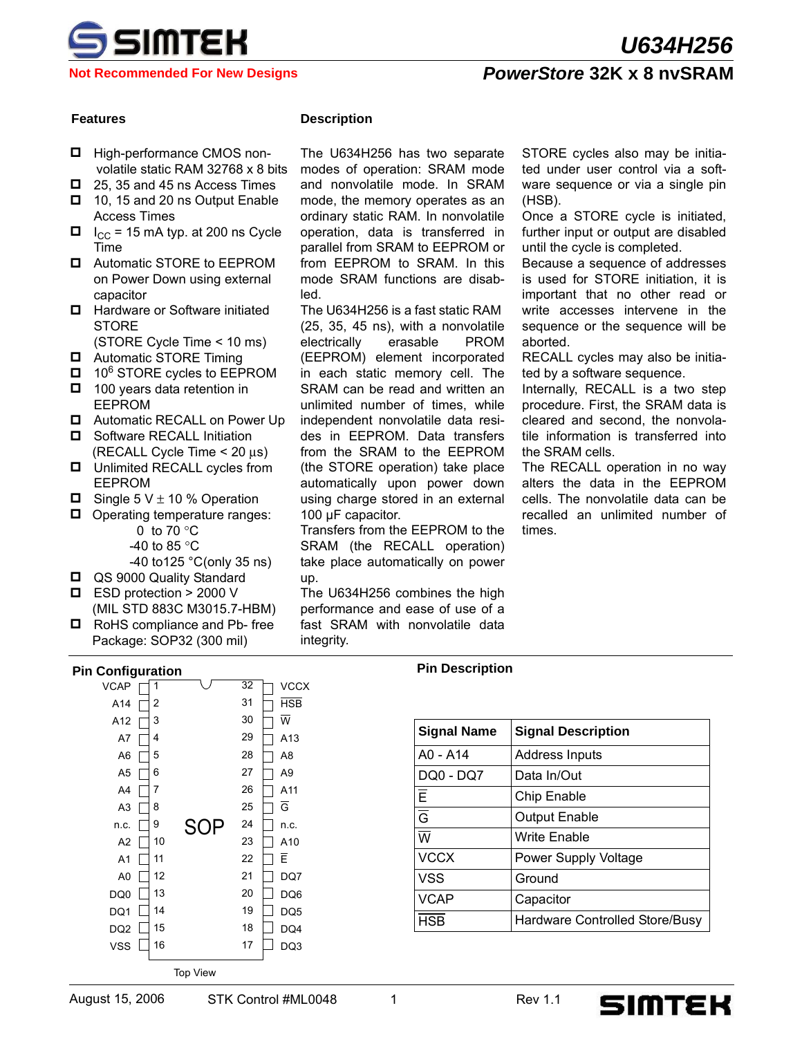# U634H256

**Not Recommended For New Designs**

## *PowerStore* 32K x 8 nvSRAM

### Features

- High-performance CMOS nonvolatile static RAM 32768 x 8 bits
- 25, 35 and 45 ns Access Times
- 10, 15 and 20 ns Output Enable Access Times
- $I_{CC}$ = 15 mA typ. at 200 ns Cycle Time
- Automatic STORE to EEPROM on Power Down using external capacitor
- Hardware or Software initiated STORE (STORE Cycle Time < 10 ms)
- Automatic STORE Timing
- $10^6$ STORE cycles to EEPROM
- 100 years data retention in EEPROM
- Automatic RECALL on Power Up
- Software RECALL Initiation (RECALL Cycle Time < 20 µs)
- Unlimited RECALL cycles from EEPROM
- Single 5 V ± 10 % Operation
- Operating temperature ranges:
  - 0 to 70 °C
  - -40 to 85 °C
  - -40 to125 °C(only 35 ns)
- QS 9000 Quality Standard
- ESD protection > 2000 V (MIL STD 883C M3015.7-HBM)
- RoHS compliance and Pb- free Package: SOP32 (300 mil)

### Description

The U634H256 has two separate modes of operation: SRAM mode and nonvolatile mode. In SRAM mode, the memory operates as an ordinary static RAM. In nonvolatile operation, data is transferred in parallel from SRAM to EEPROM or from EEPROM to SRAM. In this mode SRAM functions are disabled.

The U634H256 is a fast static RAM (25, 35, 45 ns), with a nonvolatile electrically erasable PROM (EEPROM) element incorporated in each static memory cell. The SRAM can be read and written an unlimited number of times, while independent nonvolatile data resides in EEPROM. Data transfers from the SRAM to the EEPROM (the STORE operation) take place automatically upon power down using charge stored in an external 100 µF capacitor.

Transfers from the EEPROM to the SRAM (the RECALL operation) take place automatically on power up.

The U634H256 combines the high performance and ease of use of a fast SRAM with nonvolatile data integrity.

STORE cycles also may be initiated under user control via a software sequence or via a single pin (HSB).

Once a STORE cycle is initiated, further input or output are disabled until the cycle is completed.

Because a sequence of addresses is used for STORE initiation, it is important that no other read or write accesses intervene in the sequence or the sequence will be aborted.

RECALL cycles may also be initiated by a software sequence.

Internally, RECALL is a two step procedure. First, the SRAM data is cleared and second, the nonvolatile information is transferred into the SRAM cells.

The RECALL operation in no way alters the data in the EEPROM cells. The nonvolatile data can be recalled an unlimited number of times.

### Pin Configuration

| Signal | Pin | | Pin | Signal |
|---|---|---|---|---|
| VCAP | 1 | | 32 | VCCX |
| A14 | 2 | | 31 | $\overline{HSB}$ |
| A12 | 3 | | 30 | $\overline{W}$ |
| A7 | 4 | | 29 | A13 |
| A6 | 5 | | 28 | A8 |
| A5 | 6 | | 27 | A9 |
| A4 | 7 | | 26 | A11 |
| A3 | 8 | | 25 | $\overline{G}$ |
| n.c. | 9 | SOP | 24 | n.c. |
| A2 | 10 | | 23 | A10 |
| A1 | 11 | | 22 | $\overline{E}$ |
| A0 | 12 | | 21 | DQ7 |
| DQ0 | 13 | | 20 | DQ6 |
| DQ1 | 14 | | 19 | DQ5 |
| DQ2 | 15 | | 18 | DQ4 |
| VSS | 16 | | 17 | DQ3 |

Top View

### Pin Description

| Signal Name | Signal Description |
|---|---|
| A0 - A14 | Address Inputs |
| DQ0 - DQ7 | Data In/Out |
| $\overline{E}$ | Chip Enable |
| $\overline{G}$ | Output Enable |
| $\overline{W}$ | Write Enable |
| VCCX | Power Supply Voltage |
| VSS | Ground |
| VCAP | Capacitor |
| $\overline{HSB}$ | Hardware Controlled Store/Busy |

August 15, 2006 STK Control #ML0048 Rev 1.1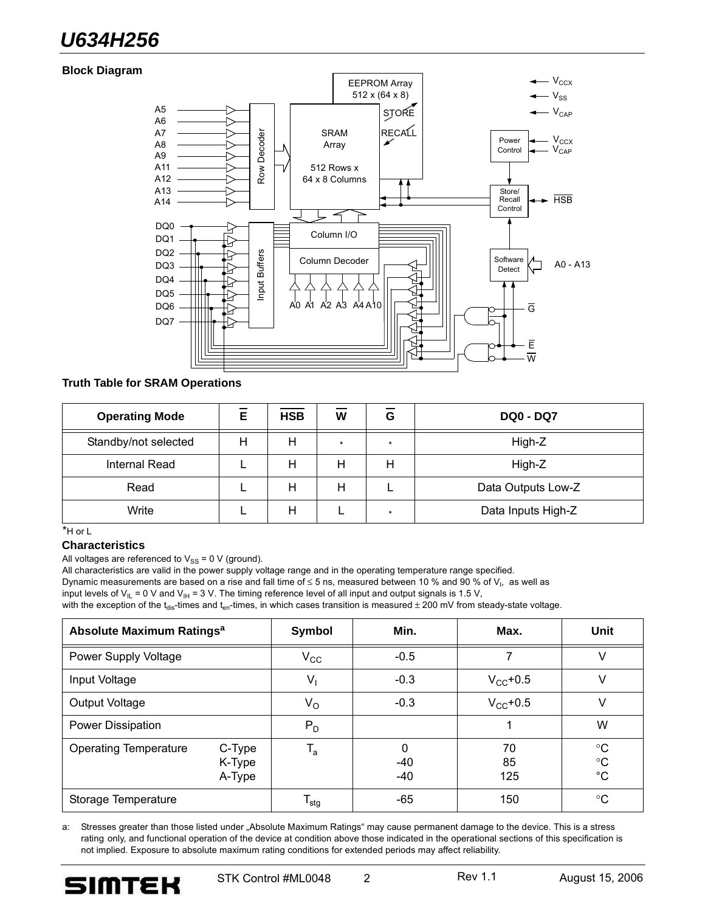## Block Diagram

## Truth Table for SRAM Operations

| Operating Mode | $\overline{E}$ | $\overline{HSB}$ | $\overline{W}$ | $\overline{G}$ | DQ0 - DQ7 |
|---|---|---|---|---|---|
| Standby/not selected | H | H | * | * | High-Z |
| Internal Read | L | H | H | H | High-Z |
| Read | L | H | H | L | Data Outputs Low-Z |
| Write | L | H | L | * | Data Inputs High-Z |

*H or L

### Characteristics

All voltages are referenced to $V_{SS}$ = 0 V (ground).
All characteristics are valid in the power supply voltage range and in the operating temperature range specified.
Dynamic measurements are based on a rise and fall time of ≤ 5 ns, measured between 10 % and 90 % of $V_I$, as well as input levels of $V_{IL}$ = 0 V and $V_{IH}$ = 3 V. The timing reference level of all input and output signals is 1.5 V, with the exception of the $t_{dis}$-times and $t_{en}$-times, in which cases transition is measured ± 200 mV from steady-state voltage.

| Absolute Maximum Ratings[a] | | Symbol | Min. | Max. | Unit |
|---|---|---|---|---|---|
| Power Supply Voltage | | $V_{CC}$ | -0.5 | 7 | V |
| Input Voltage | | $V_I$ | -0.3 | $V_{CC}$+0.5 | V |
| Output Voltage | | $V_O$ | -0.3 | $V_{CC}$+0.5 | V |
| Power Dissipation | | $P_D$ | | 1 | W |
| Operating Temperature | C-Type<br>K-Type<br>A-Type | $T_a$ | 0<br>-40<br>-40 | 70<br>85<br>125 | °C<br>°C<br>°C |
| Storage Temperature | | $T_{stg}$ | -65 | 150 | °C |

a: Stresses greater than those listed under „Absolute Maximum Ratings" may cause permanent damage to the device. This is a stress rating only, and functional operation of the device at condition above those indicated in the operational sections of this specification is not implied. Exposure to absolute maximum rating conditions for extended periods may affect reliability.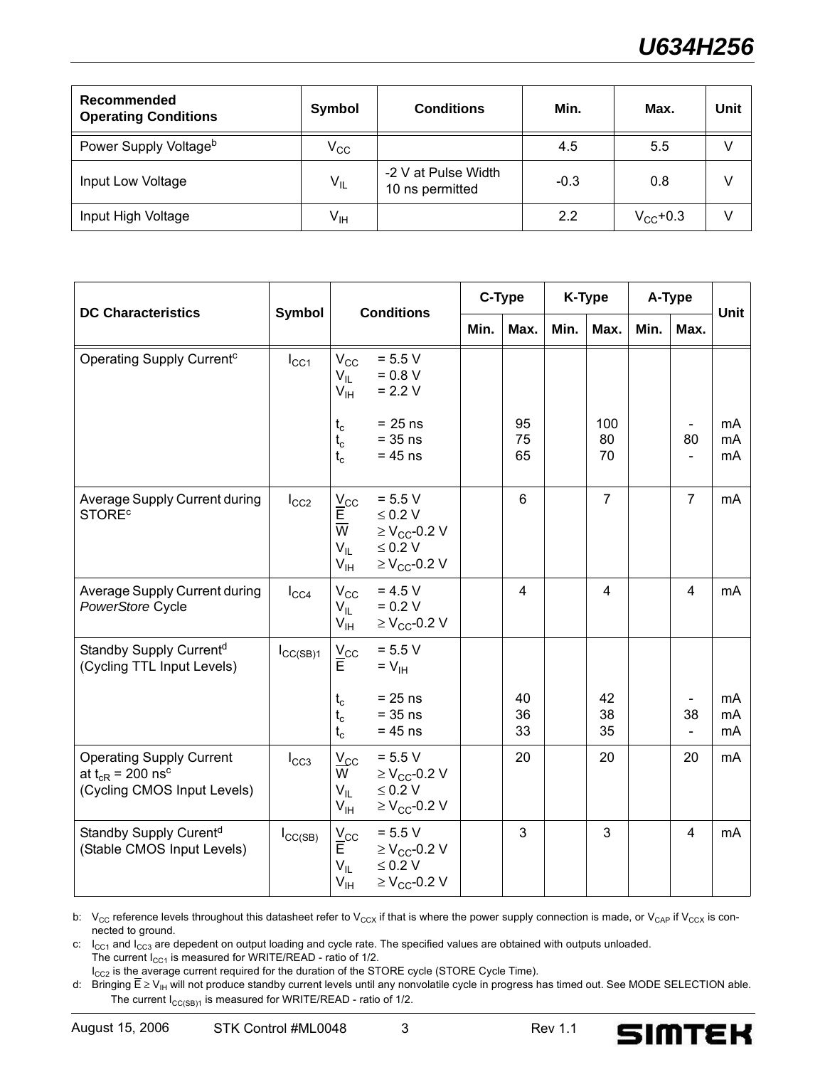| Recommended Operating Conditions | Symbol | Conditions | Min. | Max. | Unit |
|---|---|---|---|---|---|
| Power Supply Voltage[b] | $V_{CC}$ | | 4.5 | 5.5 | V |
| Input Low Voltage | $V_{IL}$ | -2 V at Pulse Width 10 ns permitted | -0.3 | 0.8 | V |
| Input High Voltage | $V_{IH}$ | | 2.2 | $V_{CC}$+0.3 | V |

| DC Characteristics | Symbol | Conditions | C-Type | | K-Type | | A-Type | | Unit |
|---|---|---|---|---|---|---|---|---|---|
| | | | Min. | Max. | Min. | Max. | Min. | Max. | |
| Operating Supply Current[c] | $I_{CC1}$ | $V_{CC}$ = 5.5 V<br>$V_{IL}$ = 0.8 V<br>$V_{IH}$ = 2.2 V<br>$t_c$ = 25 ns<br>$t_c$ = 35 ns<br>$t_c$ = 45 ns | | 95<br>75<br>65 | | 100<br>80<br>70 | | -<br>80<br>- | mA<br>mA<br>mA |
| Average Supply Current during STORE[c] | $I_{CC2}$ | $V_{CC}$ = 5.5 V<br>$\overline{E}$ ≤ 0.2 V<br>$\overline{W}$ ≥ $V_{CC}$-0.2 V<br>$V_{IL}$ ≤ 0.2 V<br>$V_{IH}$ ≥ $V_{CC}$-0.2 V | | 6 | | 7 | | 7 | mA |
| Average Supply Current during *PowerStore* Cycle | $I_{CC4}$ | $V_{CC}$ = 4.5 V<br>$V_{IL}$ = 0.2 V<br>$V_{IH}$ ≥ $V_{CC}$-0.2 V | | 4 | | 4 | | 4 | mA |
| Standby Supply Current[d] (Cycling TTL Input Levels) | $I_{CC(SB)1}$ | $V_{CC}$ = 5.5 V<br>$\overline{E}$ = $V_{IH}$<br>$t_c$ = 25 ns<br>$t_c$ = 35 ns<br>$t_c$ = 45 ns | | 40<br>36<br>33 | | 42<br>38<br>35 | | -<br>38<br>- | mA<br>mA<br>mA |
| Operating Supply Current at $t_{cR}$ = 200 ns[c] (Cycling CMOS Input Levels) | $I_{CC3}$ | $V_{CC}$ = 5.5 V<br>$\overline{W}$ ≥ $V_{CC}$-0.2 V<br>$V_{IL}$ ≤ 0.2 V<br>$V_{IH}$ ≥ $V_{CC}$-0.2 V | | 20 | | 20 | | 20 | mA |
| Standby Supply Curent[d] (Stable CMOS Input Levels) | $I_{CC(SB)}$ | $V_{CC}$ = 5.5 V<br>$\overline{E}$ ≥ $V_{CC}$-0.2 V<br>$V_{IL}$ ≤ 0.2 V<br>$V_{IH}$ ≥ $V_{CC}$-0.2 V | | 3 | | 3 | | 4 | mA |

b: $V_{CC}$ reference levels throughout this datasheet refer to $V_{CCX}$ if that is where the power supply connection is made, or $V_{CAP}$ if $V_{CCX}$ is connected to ground.

c: $I_{CC1}$ and $I_{CC3}$ are depedent on output loading and cycle rate. The specified values are obtained with outputs unloaded.
The current $I_{CC1}$ is measured for WRITE/READ - ratio of 1/2.
$I_{CC2}$ is the average current required for the duration of the STORE cycle (STORE Cycle Time).

d: Bringing $\overline{E}$ ≥ $V_{IH}$ will not produce standby current levels until any nonvolatile cycle in progress has timed out. See MODE SELECTION able.
The current $I_{CC(SB)1}$ is measured for WRITE/READ - ratio of 1/2.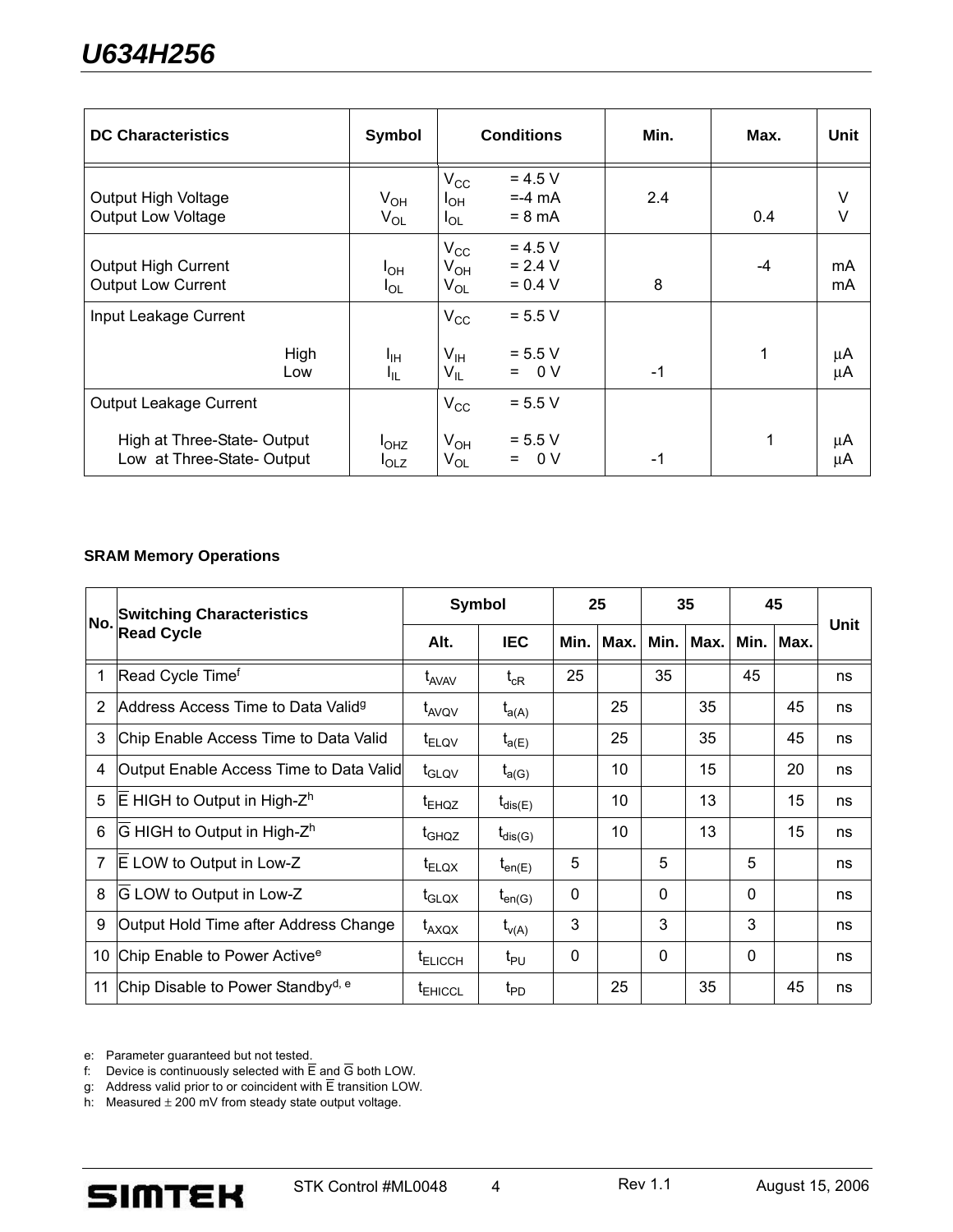| DC Characteristics | Symbol | Conditions | Min. | Max. | Unit |
|---|---|---|---|---|---|
| Output High Voltage<br>Output Low Voltage | $V_{OH}$<br>$V_{OL}$ | $V_{CC}$ = 4.5 V<br>$I_{OH}$ =-4 mA<br>$I_{OL}$ = 8 mA | 2.4 | <br>0.4 | V<br>V |
| Output High Current<br>Output Low Current | $I_{OH}$<br>$I_{OL}$ | $V_{CC}$ = 4.5 V<br>$V_{OH}$ = 2.4 V<br>$V_{OL}$ = 0.4 V | <br>8 | -4 | mA<br>mA |
| Input Leakage Current<br>High<br>Low | <br>$I_{IH}$<br>$I_{IL}$ | $V_{CC}$ = 5.5 V<br>$V_{IH}$ = 5.5 V<br>$V_{IL}$ = 0 V | <br><br>-1 | <br>1 | μA<br>μA |
| Output Leakage Current<br>High at Three-State- Output<br>Low at Three-State- Output | <br>$I_{OHZ}$<br>$I_{OLZ}$ | $V_{CC}$ = 5.5 V<br>$V_{OH}$ = 5.5 V<br>$V_{OL}$ = 0 V | <br><br>-1 | <br>1 | μA<br>μA |

**SRAM Memory Operations**

| No. | Switching Characteristics Read Cycle | Symbol | | 25 | | 35 | | 45 | | Unit |
|---|---|---|---|---|---|---|---|---|---|---|
| | | Alt. | IEC | Min. | Max. | Min. | Max. | Min. | Max. | |
| 1 | Read Cycle Time[f] | $t_{AVAV}$ | $t_{cR}$ | 25 | | 35 | | 45 | | ns |
| 2 | Address Access Time to Data Valid[g] | $t_{AVQV}$ | $t_{a(A)}$ | | 25 | | 35 | | 45 | ns |
| 3 | Chip Enable Access Time to Data Valid | $t_{ELQV}$ | $t_{a(E)}$ | | 25 | | 35 | | 45 | ns |
| 4 | Output Enable Access Time to Data Valid | $t_{GLQV}$ | $t_{a(G)}$ | | 10 | | 15 | | 20 | ns |
| 5 | $\overline{E}$ HIGH to Output in High-Z[h] | $t_{EHQZ}$ | $t_{dis(E)}$ | | 10 | | 13 | | 15 | ns |
| 6 | $\overline{G}$ HIGH to Output in High-Z[h] | $t_{GHQZ}$ | $t_{dis(G)}$ | | 10 | | 13 | | 15 | ns |
| 7 | $\overline{E}$ LOW to Output in Low-Z | $t_{ELQX}$ | $t_{en(E)}$ | 5 | | 5 | | 5 | | ns |
| 8 | $\overline{G}$ LOW to Output in Low-Z | $t_{GLQX}$ | $t_{en(G)}$ | 0 | | 0 | | 0 | | ns |
| 9 | Output Hold Time after Address Change | $t_{AXQX}$ | $t_{v(A)}$ | 3 | | 3 | | 3 | | ns |
| 10 | Chip Enable to Power Active[e] | $t_{ELICCH}$ | $t_{PU}$ | 0 | | 0 | | 0 | | ns |
| 11 | Chip Disable to Power Standby[d, e] | $t_{EHICCL}$ | $t_{PD}$ | | 25 | | 35 | | 45 | ns |

e: Parameter guaranteed but not tested.
f: Device is continuously selected with $\overline{E}$ and $\overline{G}$ both LOW.
g: Address valid prior to or coincident with $\overline{E}$ transition LOW.
h: Measured ± 200 mV from steady state output voltage.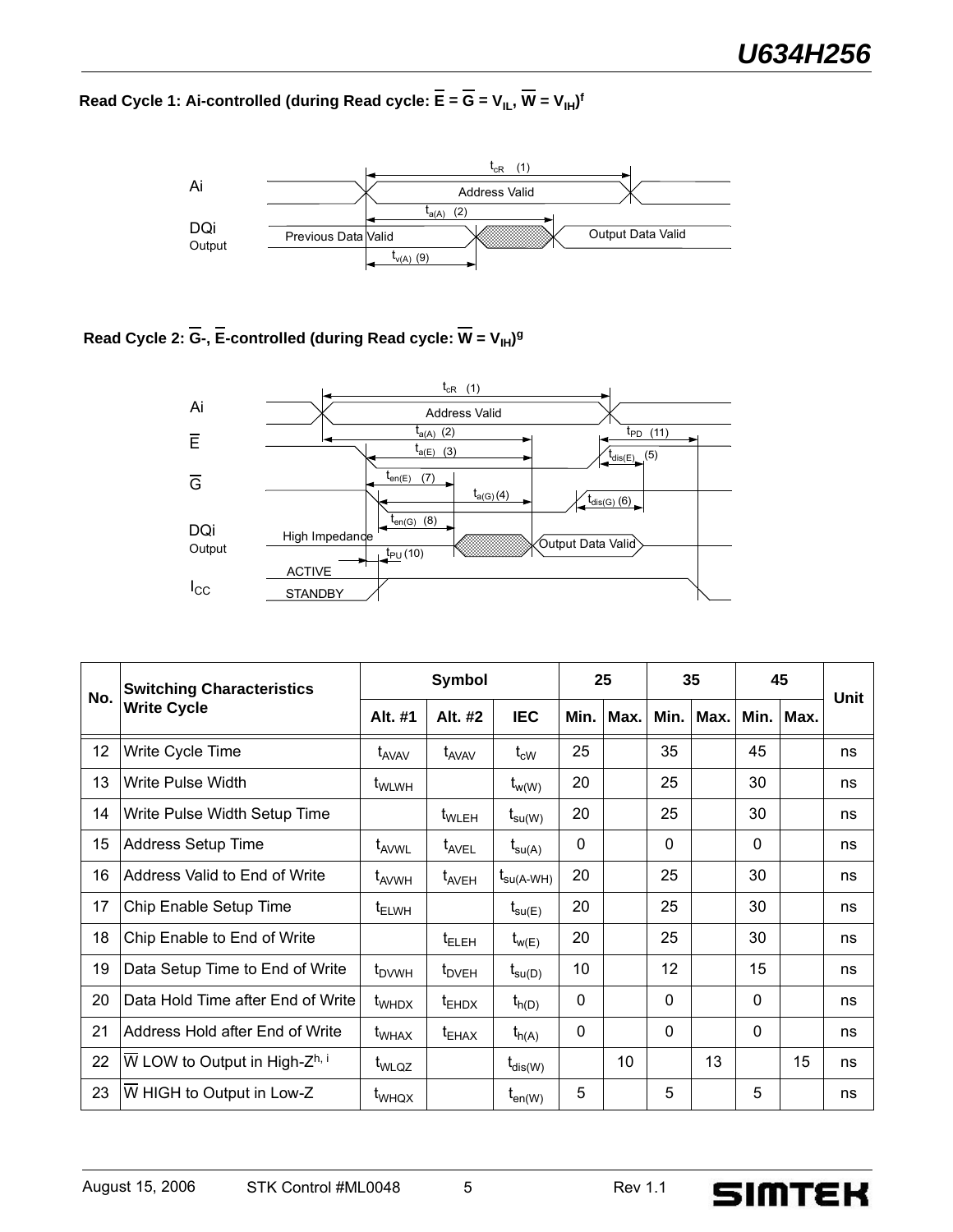**Read Cycle 1: Ai-controlled (during Read cycle: $\overline{E} = \overline{G} = V_{IL}$, $\overline{W} = V_{IH}$)[f]**

Ai — Address Valid — $t_{cR}$ (1)

DQi Output — Previous Data Valid — Output Data Valid — $t_{a(A)}$ (2), $t_{v(A)}$ (9)

**Read Cycle 2: $\overline{G}$-, $\overline{E}$-controlled (during Read cycle: $\overline{W} = V_{IH}$)[g]**

Ai — Address Valid — $t_{cR}$ (1)

$\overline{E}$ — $t_{a(A)}$ (2), $t_{a(E)}$ (3), $t_{PD}$ (11), $t_{dis(E)}$ (5)

$\overline{G}$ — $t_{en(E)}$ (7), $t_{a(G)}$ (4), $t_{dis(G)}$ (6)

DQi Output — High Impedance — Output Data Valid — $t_{en(G)}$ (8), $t_{PU}$ (10)

$I_{CC}$ — ACTIVE / STANDBY

| No. | Switching Characteristics Write Cycle | Symbol | | | 25 | | 35 | | 45 | | Unit |
|---|---|---|---|---|---|---|---|---|---|---|---|
| | | Alt. #1 | Alt. #2 | IEC | Min. | Max. | Min. | Max. | Min. | Max. | |
| 12 | Write Cycle Time | $t_{AVAV}$ | $t_{AVAV}$ | $t_{cW}$ | 25 | | 35 | | 45 | | ns |
| 13 | Write Pulse Width | $t_{WLWH}$ | | $t_{w(W)}$ | 20 | | 25 | | 30 | | ns |
| 14 | Write Pulse Width Setup Time | | $t_{WLEH}$ | $t_{su(W)}$ | 20 | | 25 | | 30 | | ns |
| 15 | Address Setup Time | $t_{AVWL}$ | $t_{AVEL}$ | $t_{su(A)}$ | 0 | | 0 | | 0 | | ns |
| 16 | Address Valid to End of Write | $t_{AVWH}$ | $t_{AVEH}$ | $t_{su(A-WH)}$ | 20 | | 25 | | 30 | | ns |
| 17 | Chip Enable Setup Time | $t_{ELWH}$ | | $t_{su(E)}$ | 20 | | 25 | | 30 | | ns |
| 18 | Chip Enable to End of Write | | $t_{ELEH}$ | $t_{w(E)}$ | 20 | | 25 | | 30 | | ns |
| 19 | Data Setup Time to End of Write | $t_{DVWH}$ | $t_{DVEH}$ | $t_{su(D)}$ | 10 | | 12 | | 15 | | ns |
| 20 | Data Hold Time after End of Write | $t_{WHDX}$ | $t_{EHDX}$ | $t_{h(D)}$ | 0 | | 0 | | 0 | | ns |
| 21 | Address Hold after End of Write | $t_{WHAX}$ | $t_{EHAX}$ | $t_{h(A)}$ | 0 | | 0 | | 0 | | ns |
| 22 | $\overline{W}$ LOW to Output in High-Z[h, i] | $t_{WLQZ}$ | | $t_{dis(W)}$ | | 10 | | 13 | | 15 | ns |
| 23 | $\overline{W}$ HIGH to Output in Low-Z | $t_{WHQX}$ | | $t_{en(W)}$ | 5 | | 5 | | 5 | | ns |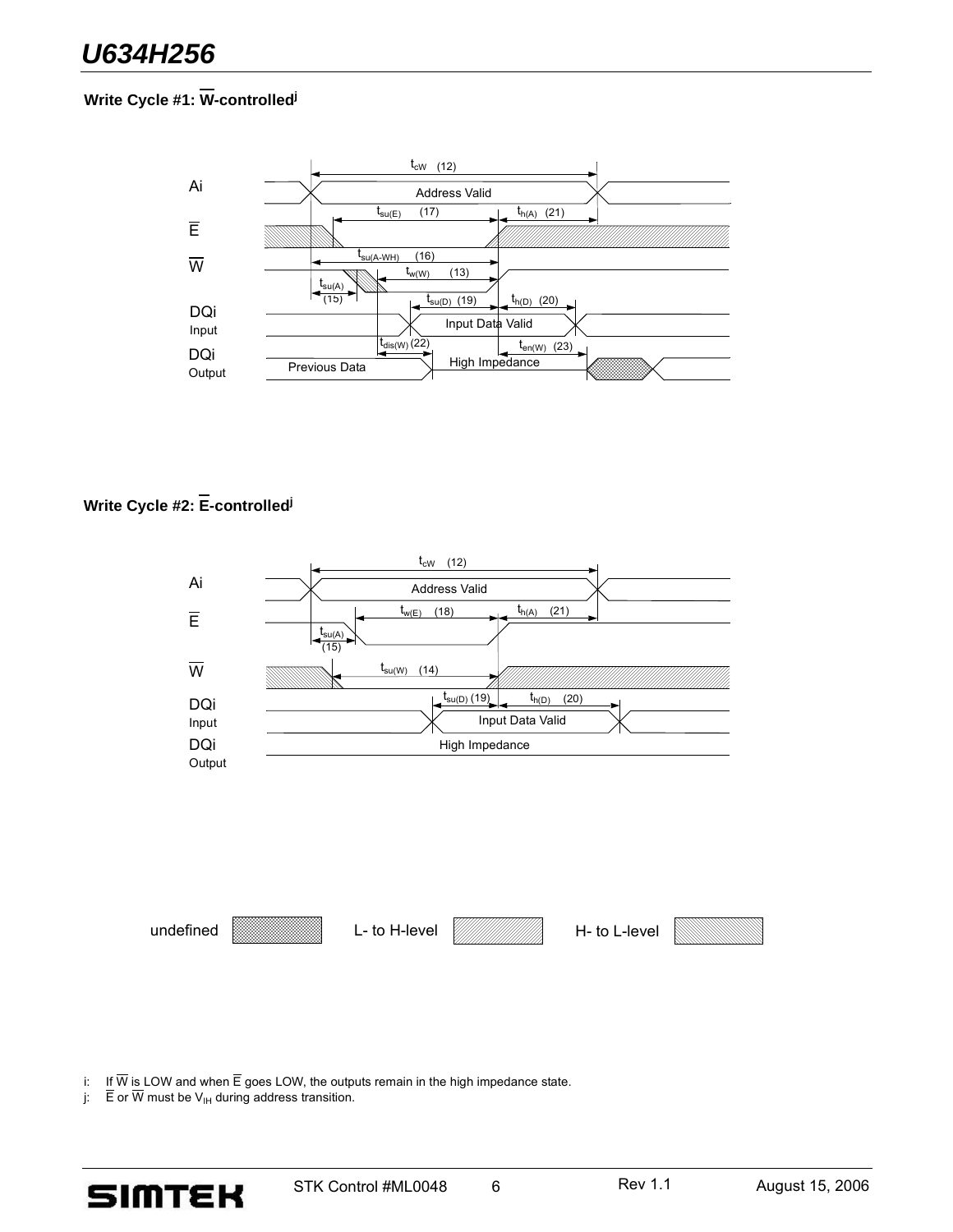### Write Cycle #1: $\overline{W}$-controlled[j]

Ai — Address Valid — $t_{cW}$ (12)

$\overline{E}$ — $t_{su(E)}$ (17), $t_{h(A)}$ (21)

$\overline{W}$ — $t_{su(A-WH)}$ (16), $t_{w(W)}$ (13), $t_{su(A)}$ (15)

DQi Input — Input Data Valid — $t_{su(D)}$ (19), $t_{h(D)}$ (20)

DQi Output — Previous Data, High Impedance — $t_{dis(W)}$ (22), $t_{en(W)}$ (23)

### Write Cycle #2: $\overline{E}$-controlled[j]

Ai — Address Valid — $t_{cW}$ (12)

$\overline{E}$ — $t_{w(E)}$ (18), $t_{h(A)}$ (21), $t_{su(A)}$ (15)

$\overline{W}$ — $t_{su(W)}$ (14)

DQi Input — Input Data Valid — $t_{su(D)}$ (19), $t_{h(D)}$ (20)

DQi Output — High Impedance

undefined | L- to H-level | H- to L-level

i: If $\overline{W}$ is LOW and when $\overline{E}$ goes LOW, the outputs remain in the high impedance state.

j: $\overline{E}$ or $\overline{W}$ must be $V_{IH}$ during address transition.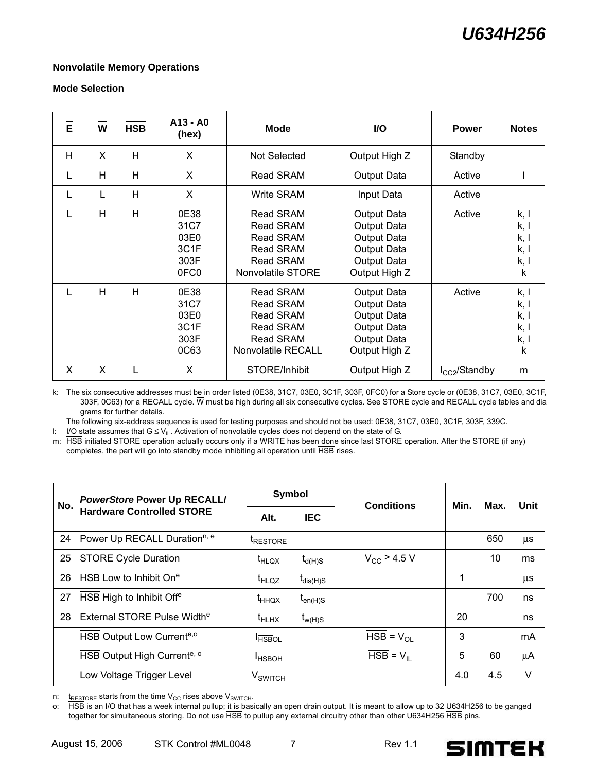### Nonvolatile Memory Operations

### Mode Selection

| $\overline{E}$ | $\overline{W}$ | $\overline{HSB}$ | A13 - A0 (hex) | Mode | I/O | Power | Notes |
|---|---|---|---|---|---|---|---|
| H | X | H | X | Not Selected | Output High Z | Standby | |
| L | H | H | X | Read SRAM | Output Data | Active | l |
| L | L | H | X | Write SRAM | Input Data | Active | |
| L | H | H | 0E38<br>31C7<br>03E0<br>3C1F<br>303F<br>0FC0 | Read SRAM<br>Read SRAM<br>Read SRAM<br>Read SRAM<br>Read SRAM<br>Nonvolatile STORE | Output Data<br>Output Data<br>Output Data<br>Output Data<br>Output Data<br>Output High Z | Active | k, l<br>k, l<br>k, l<br>k, l<br>k, l<br>k |
| L | H | H | 0E38<br>31C7<br>03E0<br>3C1F<br>303F<br>0C63 | Read SRAM<br>Read SRAM<br>Read SRAM<br>Read SRAM<br>Read SRAM<br>Nonvolatile RECALL | Output Data<br>Output Data<br>Output Data<br>Output Data<br>Output Data<br>Output High Z | Active | k, l<br>k, l<br>k, l<br>k, l<br>k, l<br>k |
| X | X | L | X | STORE/Inhibit | Output High Z | $I_{CC2}$/Standby | m |

k: The six consecutive addresses must be in order listed (0E38, 31C7, 03E0, 3C1F, 303F, 0FC0) for a Store cycle or (0E38, 31C7, 03E0, 3C1F, 303F, 0C63) for a RECALL cycle. $\overline{W}$ must be high during all six consecutive cycles. See STORE cycle and RECALL cycle tables and diagrams for further details.
The following six-address sequence is used for testing purposes and should not be used: 0E38, 31C7, 03E0, 3C1F, 303F, 339C.

l: I/O state assumes that $\overline{G} \leq V_{IL}$. Activation of nonvolatile cycles does not depend on the state of $\overline{G}$.

m: $\overline{HSB}$ initiated STORE operation actually occurs only if a WRITE has been done since last STORE operation. After the STORE (if any) completes, the part will go into standby mode inhibiting all operation until $\overline{HSB}$ rises.

| No. | ***PowerStore* Power Up RECALL/ Hardware Controlled STORE** | Symbol | | Conditions | Min. | Max. | Unit |
|---|---|---|---|---|---|---|---|
| | | Alt. | IEC | | | | |
| 24 | Power Up RECALL Duration[n, e] | $t_{RESTORE}$ | | | | 650 | µs |
| 25 | STORE Cycle Duration | $t_{HLQX}$ | $t_{d(H)S}$ | $V_{CC} \geq 4.5$ V | | 10 | ms |
| 26 | $\overline{HSB}$ Low to Inhibit On[e] | $t_{HLQZ}$ | $t_{dis(H)S}$ | | 1 | | µs |
| 27 | $\overline{HSB}$ High to Inhibit Off[e] | $t_{HHQX}$ | $t_{en(H)S}$ | | | 700 | ns |
| 28 | External STORE Pulse Width[e] | $t_{HLHX}$ | $t_{w(H)S}$ | | 20 | | ns |
| | $\overline{HSB}$ Output Low Current[e,o] | $I_{\overline{HSB}OL}$ | | $\overline{HSB} = V_{OL}$ | 3 | | mA |
| | $\overline{HSB}$ Output High Current[e, o] | $I_{\overline{HSB}OH}$ | | $\overline{HSB} = V_{IL}$ | 5 | 60 | µA |
| | Low Voltage Trigger Level | $V_{SWITCH}$ | | | 4.0 | 4.5 | V |

n: $t_{RESTORE}$ starts from the time $V_{CC}$ rises above $V_{SWITCH}$.

o: $\overline{HSB}$ is an I/O that has a week internal pullup; it is basically an open drain output. It is meant to allow up to 32 U634H256 to be ganged together for simultaneous storing. Do not use $\overline{HSB}$ to pullup any external circuitry other than other U634H256 $\overline{HSB}$ pins.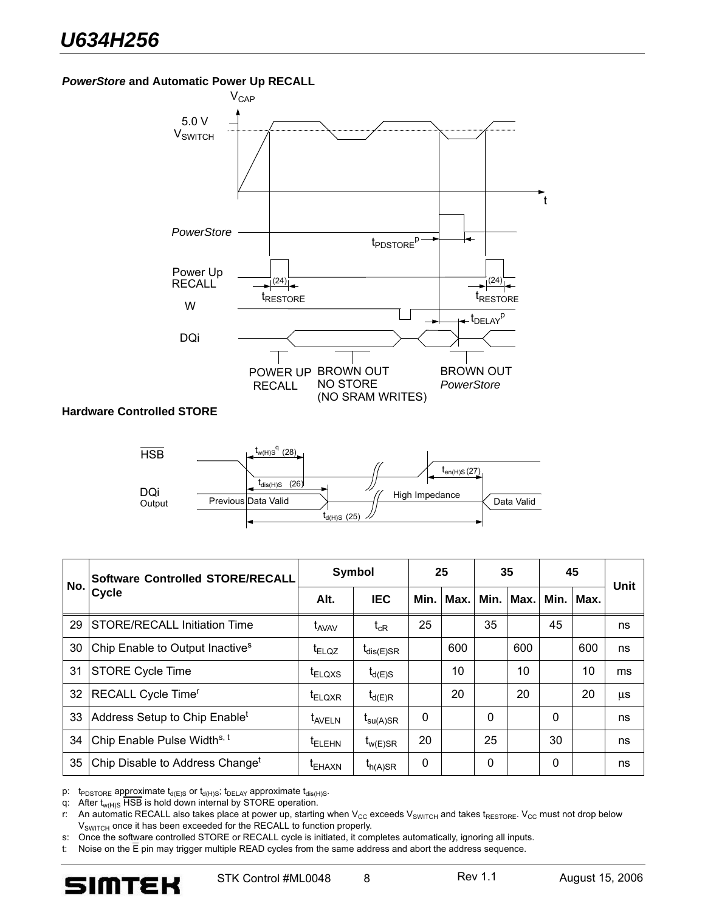### *PowerStore* and Automatic Power Up RECALL

### Hardware Controlled STORE

| No. | Software Controlled STORE/RECALL Cycle | Symbol | | 25 | | 35 | | 45 | | Unit |
|---|---|---|---|---|---|---|---|---|---|---|
| | | Alt. | IEC | Min. | Max. | Min. | Max. | Min. | Max. | |
| 29 | STORE/RECALL Initiation Time | $t_{AVAV}$ | $t_{cR}$ | 25 | | 35 | | 45 | | ns |
| 30 | Chip Enable to Output Inactive[s] | $t_{ELQZ}$ | $t_{dis(E)SR}$ | | 600 | | 600 | | 600 | ns |
| 31 | STORE Cycle Time | $t_{ELQXS}$ | $t_{d(E)S}$ | | 10 | | 10 | | 10 | ms |
| 32 | RECALL Cycle Time[r] | $t_{ELQXR}$ | $t_{d(E)R}$ | | 20 | | 20 | | 20 | µs |
| 33 | Address Setup to Chip Enable[t] | $t_{AVELN}$ | $t_{su(A)SR}$ | 0 | | 0 | | 0 | | ns |
| 34 | Chip Enable Pulse Width[s, t] | $t_{ELEHN}$ | $t_{w(E)SR}$ | 20 | | 25 | | 30 | | ns |
| 35 | Chip Disable to Address Change[t] | $t_{EHAXN}$ | $t_{h(A)SR}$ | 0 | | 0 | | 0 | | ns |

p: $t_{PDSTORE}$ approximate $t_{d(E)S}$ or $t_{d(H)S}$; $t_{DELAY}$ approximate $t_{dis(H)S}$.

q: After $t_{w(H)S}$ $\overline{HSB}$ is hold down internal by STORE operation.

r: An automatic RECALL also takes place at power up, starting when $V_{CC}$ exceeds $V_{SWITCH}$ and takes $t_{RESTORE}$. $V_{CC}$ must not drop below $V_{SWITCH}$ once it has been exceeded for the RECALL to function properly.

s: Once the software controlled STORE or RECALL cycle is initiated, it completes automatically, ignoring all inputs.

t: Noise on the $\overline{E}$ pin may trigger multiple READ cycles from the same address and abort the address sequence.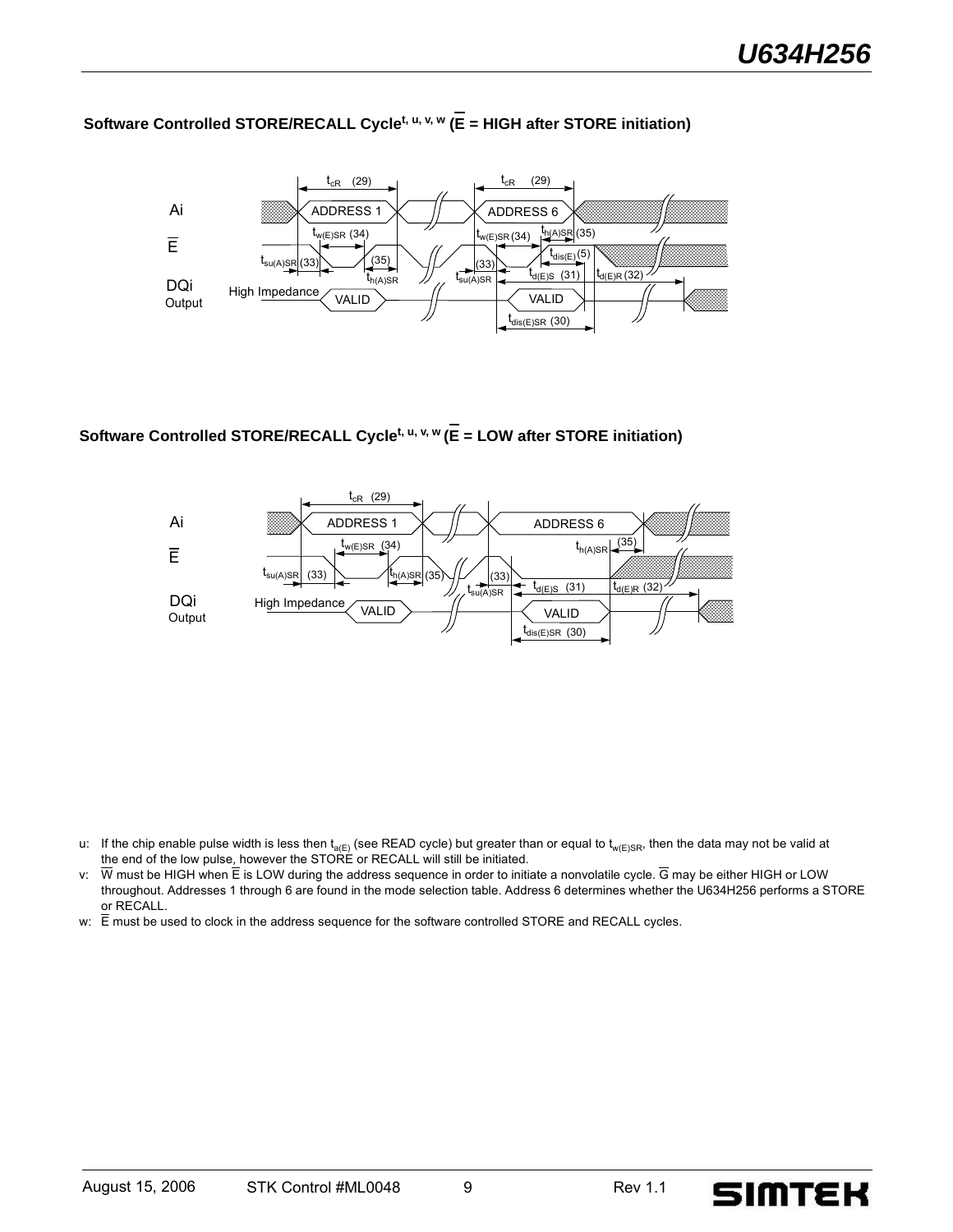### Software Controlled STORE/RECALL Cycle[t, u, v, w] ($\overline{E}$ = HIGH after STORE initiation)

Ai | $\overline{E}$ | DQi Output

$t_{cR}$ (29) | ADDRESS 1 | ADDRESS 6 | $t_{w(E)SR}$ (34) | $t_{su(A)SR}$ (33) | $t_{h(A)SR}$ (35) | $t_{dis(E)}$ (5) | $t_{d(E)S}$ (31) | $t_{d(E)R}$ (32) | High Impedance | VALID | $t_{dis(E)SR}$ (30)

### Software Controlled STORE/RECALL Cycle[t, u, v, w] ($\overline{E}$ = LOW after STORE initiation)

Ai | $\overline{E}$ | DQi Output

$t_{cR}$ (29) | ADDRESS 1 | ADDRESS 6 | $t_{w(E)SR}$ (34) | $t_{su(A)SR}$ (33) | $t_{h(A)SR}$ (35) | $t_{d(E)S}$ (31) | $t_{d(E)R}$ (32) | High Impedance | VALID | $t_{dis(E)SR}$ (30)

u: If the chip enable pulse width is less then $t_{a(E)}$ (see READ cycle) but greater than or equal to $t_{w(E)SR}$, then the data may not be valid at the end of the low pulse, however the STORE or RECALL will still be initiated.

v: $\overline{W}$ must be HIGH when $\overline{E}$ is LOW during the address sequence in order to initiate a nonvolatile cycle. $\overline{G}$ may be either HIGH or LOW throughout. Addresses 1 through 6 are found in the mode selection table. Address 6 determines whether the U634H256 performs a STORE or RECALL.

w: $\overline{E}$ must be used to clock in the address sequence for the software controlled STORE and RECALL cycles.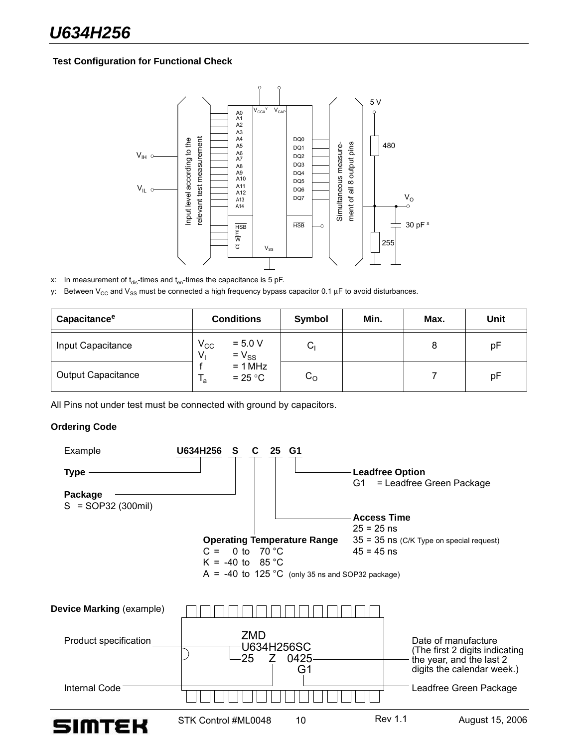### Test Configuration for Functional Check

x: In measurement of $t_{dis}$-times and $t_{en}$-times the capacitance is 5 pF.

y: Between $V_{CC}$ and $V_{SS}$ must be connected a high frequency bypass capacitor 0.1 µF to avoid disturbances.

| Capacitance[e] | Conditions | Symbol | Min. | Max. | Unit |
|---|---|---|---|---|---|
| Input Capacitance | $V_{CC}$ = 5.0 V, $V_I$ = $V_{SS}$, f = 1 MHz, $T_a$ = 25 °C | $C_I$ | | 8 | pF |
| Output Capacitance | | $C_O$ | | 7 | pF |

All Pins not under test must be connected with ground by capacitors.

### Ordering Code

Example **U634H256 S C 25 G1**

**Type** — U634H256

**Package**
S = SOP32 (300mil)

**Operating Temperature Range**
C = 0 to 70 °C
K = -40 to 85 °C
A = -40 to 125 °C (only 35 ns and SOP32 package)

**Access Time**
25 = 25 ns
35 = 35 ns (C/K Type on special request)
45 = 45 ns

**Leadfree Option**
G1 = Leadfree Green Package

### Device Marking (example)

```
ZMD
U634H256SC
25   Z   0425
          G1
```

- Product specification: U634H256SC 25
- Internal Code: Z
- Date of manufacture: 0425 (The first 2 digits indicating the year, and the last 2 digits the calendar week.)
- Leadfree Green Package: G1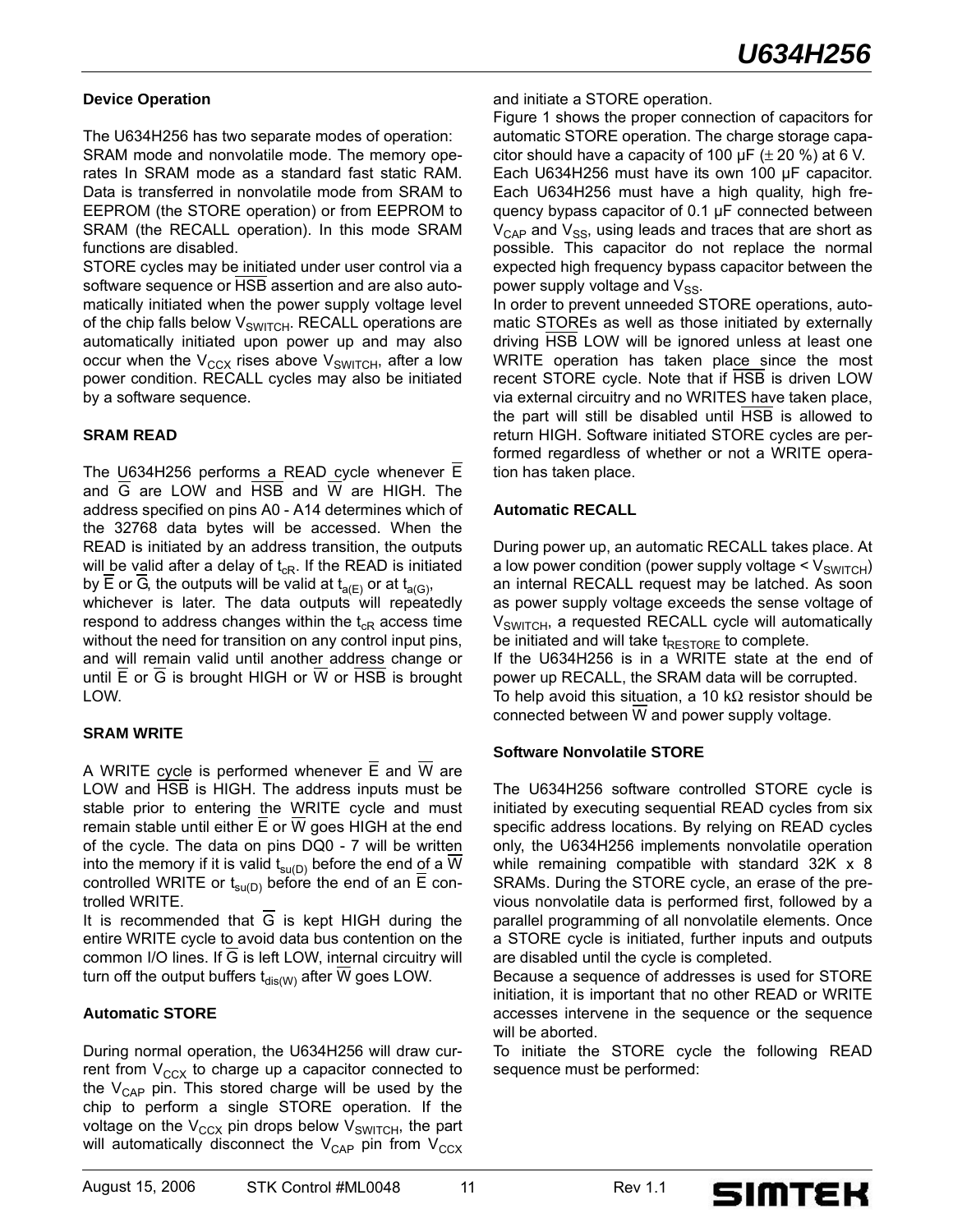### Device Operation

The U634H256 has two separate modes of operation: SRAM mode and nonvolatile mode. The memory operates In SRAM mode as a standard fast static RAM. Data is transferred in nonvolatile mode from SRAM to EEPROM (the STORE operation) or from EEPROM to SRAM (the RECALL operation). In this mode SRAM functions are disabled.

STORE cycles may be initiated under user control via a software sequence or $\overline{HSB}$ assertion and are also automatically initiated when the power supply voltage level of the chip falls below $V_{SWITCH}$. RECALL operations are automatically initiated upon power up and may also occur when the $V_{CCX}$ rises above $V_{SWITCH}$, after a low power condition. RECALL cycles may also be initiated by a software sequence.

### SRAM READ

The U634H256 performs a READ cycle whenever $\overline{E}$ and $\overline{G}$ are LOW and $\overline{HSB}$ and $\overline{W}$ are HIGH. The address specified on pins A0 - A14 determines which of the 32768 data bytes will be accessed. When the READ is initiated by an address transition, the outputs will be valid after a delay of $t_{cR}$. If the READ is initiated by $\overline{E}$ or $\overline{G}$, the outputs will be valid at $t_{a(E)}$ or at $t_{a(G)}$, whichever is later. The data outputs will repeatedly respond to address changes within the $t_{cR}$ access time without the need for transition on any control input pins, and will remain valid until another address change or until $\overline{E}$ or $\overline{G}$ is brought HIGH or $\overline{W}$ or $\overline{HSB}$ is brought LOW.

### SRAM WRITE

A WRITE cycle is performed whenever $\overline{E}$ and $\overline{W}$ are LOW and $\overline{HSB}$ is HIGH. The address inputs must be stable prior to entering the WRITE cycle and must remain stable until either $\overline{E}$ or $\overline{W}$ goes HIGH at the end of the cycle. The data on pins DQ0 - 7 will be written into the memory if it is valid $t_{su(D)}$ before the end of a $\overline{W}$ controlled WRITE or $t_{su(D)}$ before the end of an $\overline{E}$ controlled WRITE.

It is recommended that $\overline{G}$ is kept HIGH during the entire WRITE cycle to avoid data bus contention on the common I/O lines. If $\overline{G}$ is left LOW, internal circuitry will turn off the output buffers $t_{dis(W)}$ after $\overline{W}$ goes LOW.

### Automatic STORE

During normal operation, the U634H256 will draw current from $V_{CCX}$ to charge up a capacitor connected to the $V_{CAP}$ pin. This stored charge will be used by the chip to perform a single STORE operation. If the voltage on the $V_{CCX}$ pin drops below $V_{SWITCH}$, the part will automatically disconnect the $V_{CAP}$ pin from $V_{CCX}$ and initiate a STORE operation.

Figure 1 shows the proper connection of capacitors for automatic STORE operation. The charge storage capacitor should have a capacity of 100 µF (± 20 %) at 6 V. Each U634H256 must have its own 100 µF capacitor. Each U634H256 must have a high quality, high frequency bypass capacitor of 0.1 µF connected between $V_{CAP}$ and $V_{SS}$, using leads and traces that are short as possible. This capacitor do not replace the normal expected high frequency bypass capacitor between the power supply voltage and $V_{SS}$.

In order to prevent unneeded STORE operations, automatic STOREs as well as those initiated by externally driving $\overline{HSB}$ LOW will be ignored unless at least one WRITE operation has taken place since the most recent STORE cycle. Note that if $\overline{HSB}$ is driven LOW via external circuitry and no WRITES have taken place, the part will still be disabled until $\overline{HSB}$ is allowed to return HIGH. Software initiated STORE cycles are performed regardless of whether or not a WRITE operation has taken place.

### Automatic RECALL

During power up, an automatic RECALL takes place. At a low power condition (power supply voltage < $V_{SWITCH}$) an internal RECALL request may be latched. As soon as power supply voltage exceeds the sense voltage of $V_{SWITCH}$, a requested RECALL cycle will automatically be initiated and will take $t_{RESTORE}$ to complete.

If the U634H256 is in a WRITE state at the end of power up RECALL, the SRAM data will be corrupted.

To help avoid this situation, a 10 kΩ resistor should be connected between $\overline{W}$ and power supply voltage.

### Software Nonvolatile STORE

The U634H256 software controlled STORE cycle is initiated by executing sequential READ cycles from six specific address locations. By relying on READ cycles only, the U634H256 implements nonvolatile operation while remaining compatible with standard 32K x 8 SRAMs. During the STORE cycle, an erase of the previous nonvolatile data is performed first, followed by a parallel programming of all nonvolatile elements. Once a STORE cycle is initiated, further inputs and outputs are disabled until the cycle is completed.

Because a sequence of addresses is used for STORE initiation, it is important that no other READ or WRITE accesses intervene in the sequence or the sequence will be aborted.

To initiate the STORE cycle the following READ sequence must be performed: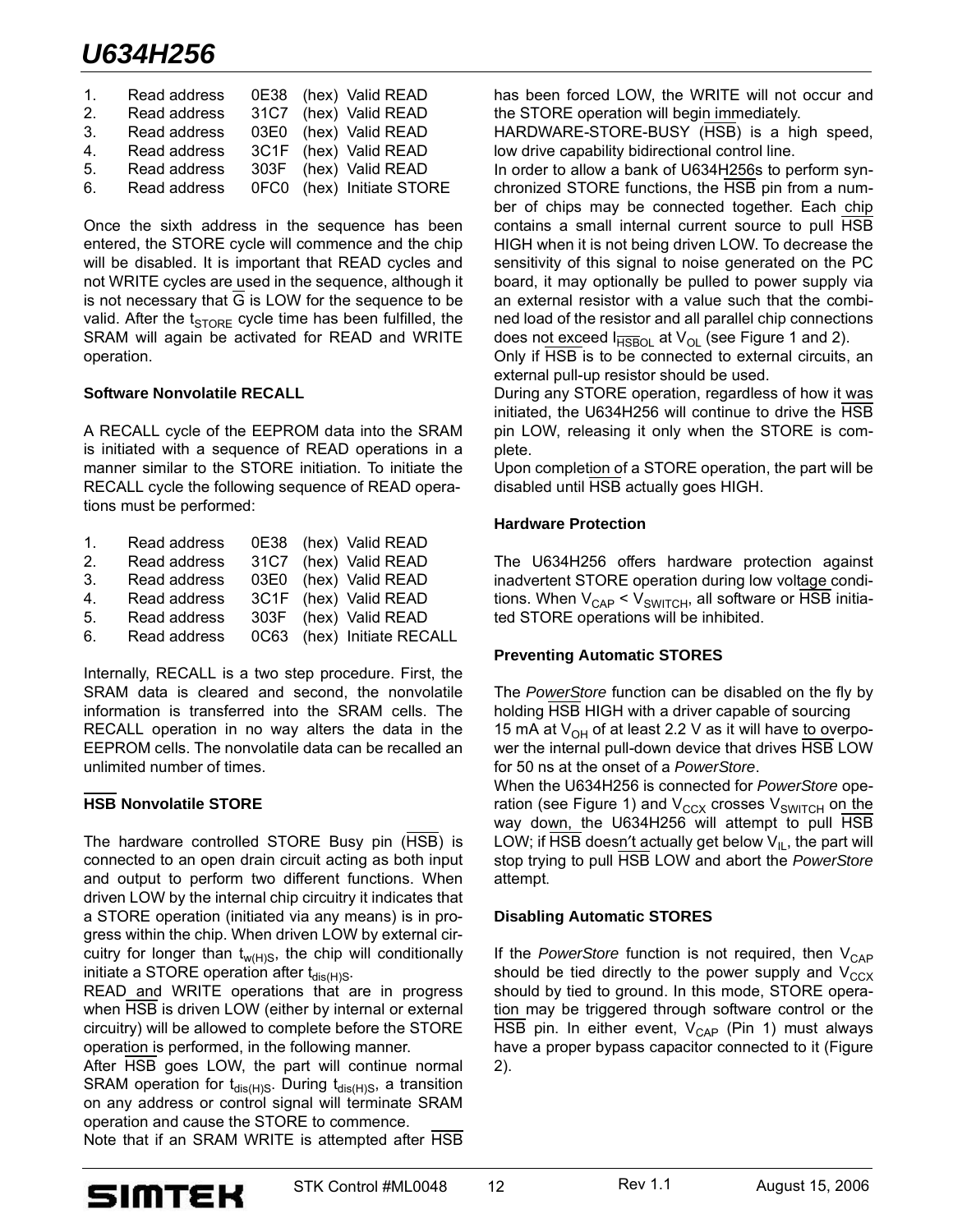| | | | | |
|---|---|---|---|---|
| 1. | Read address | 0E38 | (hex) | Valid READ |
| 2. | Read address | 31C7 | (hex) | Valid READ |
| 3. | Read address | 03E0 | (hex) | Valid READ |
| 4. | Read address | 3C1F | (hex) | Valid READ |
| 5. | Read address | 303F | (hex) | Valid READ |
| 6. | Read address | 0FC0 | (hex) | Initiate STORE |

Once the sixth address in the sequence has been entered, the STORE cycle will commence and the chip will be disabled. It is important that READ cycles and not WRITE cycles are used in the sequence, although it is not necessary that $\overline{G}$ is LOW for the sequence to be valid. After the $t_{STORE}$ cycle time has been fulfilled, the SRAM will again be activated for READ and WRITE operation.

### Software Nonvolatile RECALL

A RECALL cycle of the EEPROM data into the SRAM is initiated with a sequence of READ operations in a manner similar to the STORE initiation. To initiate the RECALL cycle the following sequence of READ operations must be performed:

| | | | | |
|---|---|---|---|---|
| 1. | Read address | 0E38 | (hex) | Valid READ |
| 2. | Read address | 31C7 | (hex) | Valid READ |
| 3. | Read address | 03E0 | (hex) | Valid READ |
| 4. | Read address | 3C1F | (hex) | Valid READ |
| 5. | Read address | 303F | (hex) | Valid READ |
| 6. | Read address | 0C63 | (hex) | Initiate RECALL |

Internally, RECALL is a two step procedure. First, the SRAM data is cleared and second, the nonvolatile information is transferred into the SRAM cells. The RECALL operation in no way alters the data in the EEPROM cells. The nonvolatile data can be recalled an unlimited number of times.

### $\overline{HSB}$ Nonvolatile STORE

The hardware controlled STORE Busy pin ($\overline{HSB}$) is connected to an open drain circuit acting as both input and output to perform two different functions. When driven LOW by the internal chip circuitry it indicates that a STORE operation (initiated via any means) is in progress within the chip. When driven LOW by external circuitry for longer than $t_{w(H)S}$, the chip will conditionally initiate a STORE operation after $t_{dis(H)S}$.

READ and WRITE operations that are in progress when $\overline{HSB}$ is driven LOW (either by internal or external circuitry) will be allowed to complete before the STORE operation is performed, in the following manner.

After $\overline{HSB}$ goes LOW, the part will continue normal SRAM operation for $t_{dis(H)S}$. During $t_{dis(H)S}$, a transition on any address or control signal will terminate SRAM operation and cause the STORE to commence.

Note that if an SRAM WRITE is attempted after $\overline{HSB}$ has been forced LOW, the WRITE will not occur and the STORE operation will begin immediately.

HARDWARE-STORE-BUSY ($\overline{HSB}$) is a high speed, low drive capability bidirectional control line.

In order to allow a bank of U634H256s to perform synchronized STORE functions, the $\overline{HSB}$ pin from a number of chips may be connected together. Each chip contains a small internal current source to pull $\overline{HSB}$ HIGH when it is not being driven LOW. To decrease the sensitivity of this signal to noise generated on the PC board, it may optionally be pulled to power supply via an external resistor with a value such that the combined load of the resistor and all parallel chip connections does not exceed $I_{\overline{HSB}OL}$ at $V_{OL}$ (see Figure 1 and 2).

Only if $\overline{HSB}$ is to be connected to external circuits, an external pull-up resistor should be used.

During any STORE operation, regardless of how it was initiated, the U634H256 will continue to drive the $\overline{HSB}$ pin LOW, releasing it only when the STORE is complete.

Upon completion of a STORE operation, the part will be disabled until $\overline{HSB}$ actually goes HIGH.

### Hardware Protection

The U634H256 offers hardware protection against inadvertent STORE operation during low voltage conditions. When $V_{CAP} < V_{SWITCH}$, all software or $\overline{HSB}$ initiated STORE operations will be inhibited.

### Preventing Automatic STORES

The *PowerStore* function can be disabled on the fly by holding $\overline{HSB}$ HIGH with a driver capable of sourcing 15 mA at $V_{OH}$ of at least 2.2 V as it will have to overpower the internal pull-down device that drives $\overline{HSB}$ LOW for 50 ns at the onset of a *PowerStore*.

When the U634H256 is connected for *PowerStore* operation (see Figure 1) and $V_{CCX}$ crosses $V_{SWITCH}$ on the way down, the U634H256 will attempt to pull $\overline{HSB}$ LOW; if $\overline{HSB}$ doesn't actually get below $V_{IL}$, the part will stop trying to pull $\overline{HSB}$ LOW and abort the *PowerStore* attempt.

### Disabling Automatic STORES

If the *PowerStore* function is not required, then $V_{CAP}$ should be tied directly to the power supply and $V_{CCX}$ should by tied to ground. In this mode, STORE operation may be triggered through software control or the $\overline{HSB}$ pin. In either event, $V_{CAP}$ (Pin 1) must always have a proper bypass capacitor connected to it (Figure 2).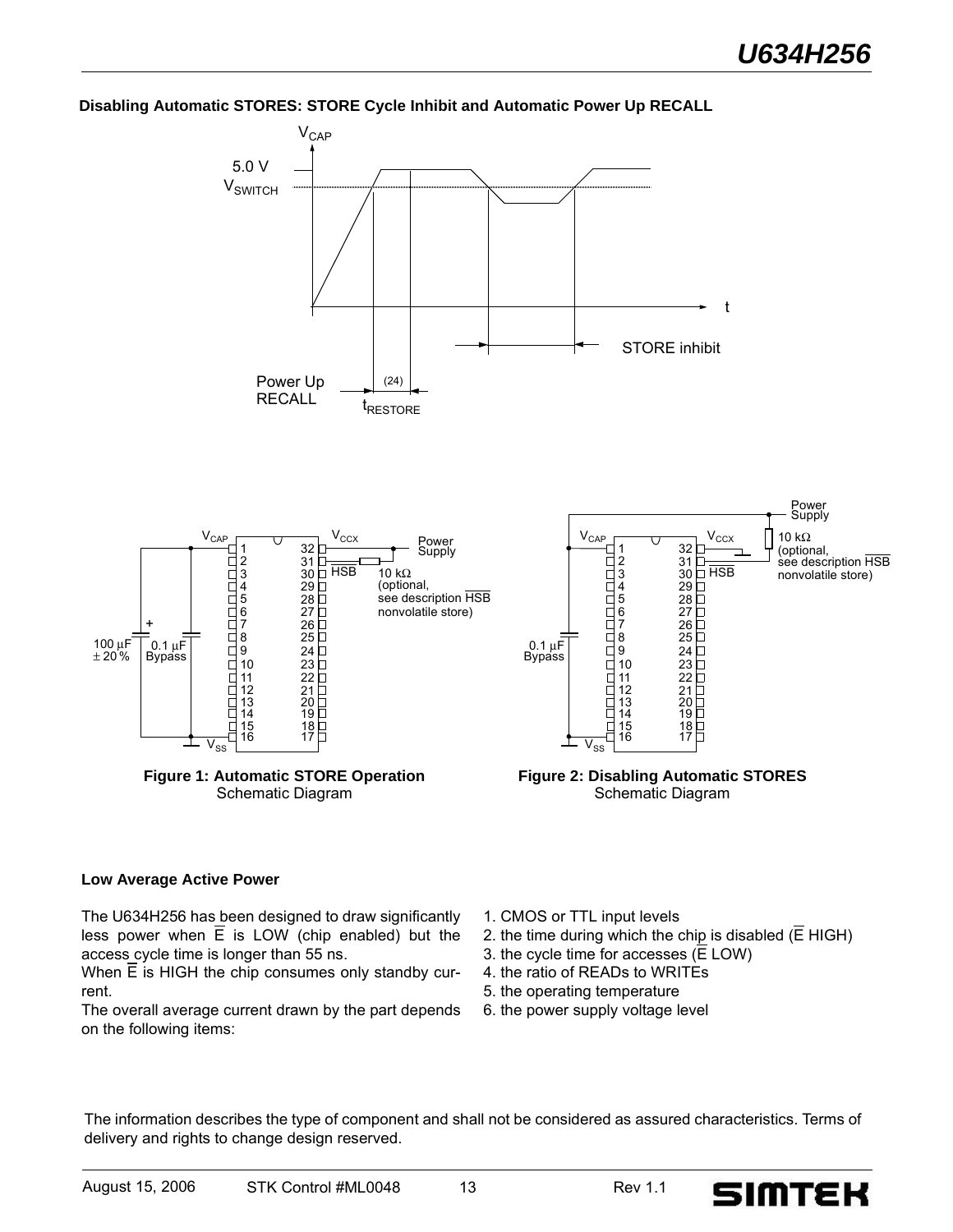**Disabling Automatic STORES: STORE Cycle Inhibit and Automatic Power Up RECALL**

**Figure 1: Automatic STORE Operation**
Schematic Diagram

**Figure 2: Disabling Automatic STORES**
Schematic Diagram

**Low Average Active Power**

The U634H256 has been designed to draw significantly less power when $\overline{E}$ is LOW (chip enabled) but the access cycle time is longer than 55 ns.
When $\overline{E}$ is HIGH the chip consumes only standby current.
The overall average current drawn by the part depends on the following items:

1. CMOS or TTL input levels
2. the time during which the chip is disabled ($\overline{E}$ HIGH)
3. the cycle time for accesses ($\overline{E}$ LOW)
4. the ratio of READs to WRITEs
5. the operating temperature
6. the power supply voltage level

The information describes the type of component and shall not be considered as assured characteristics. Terms of delivery and rights to change design reserved.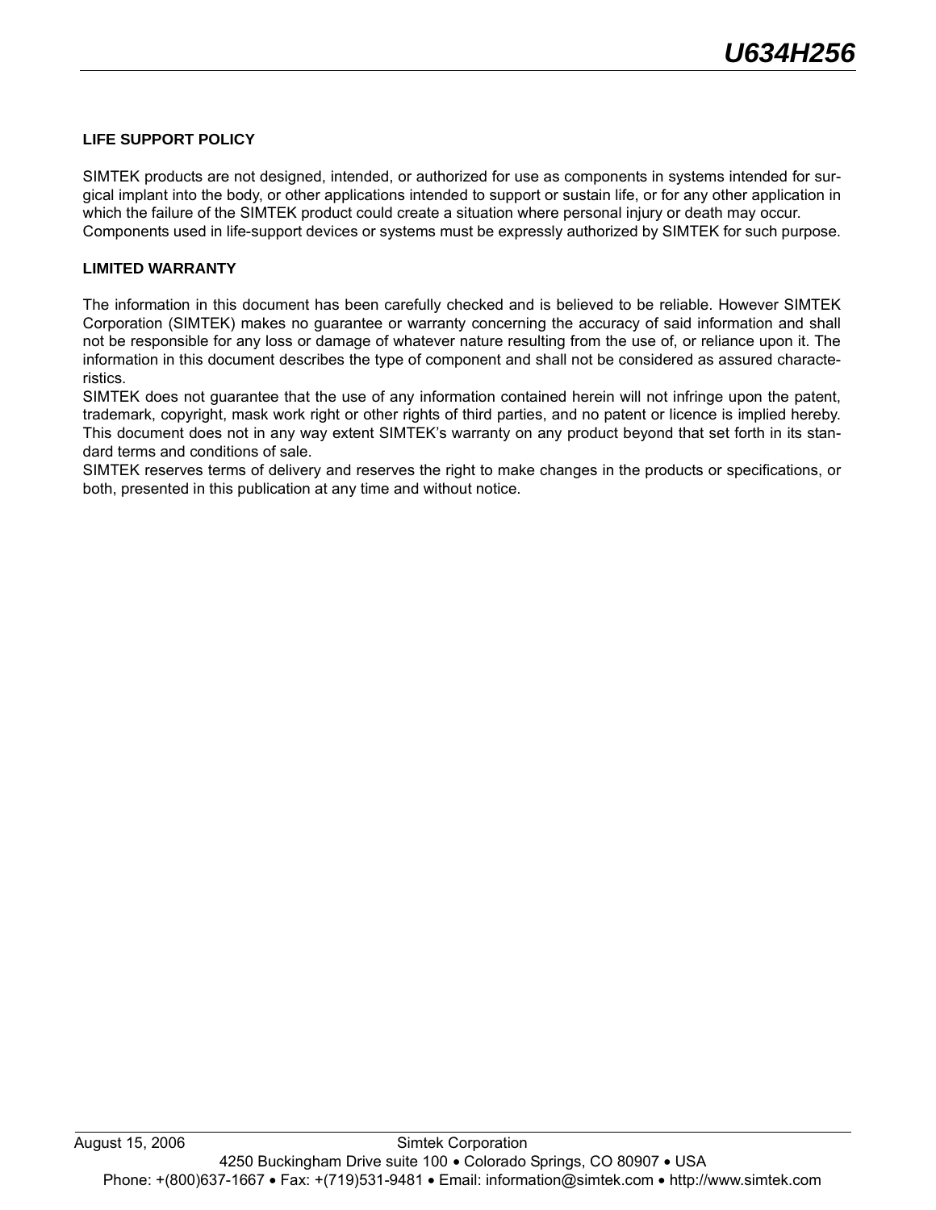## LIFE SUPPORT POLICY

SIMTEK products are not designed, intended, or authorized for use as components in systems intended for surgical implant into the body, or other applications intended to support or sustain life, or for any other application in which the failure of the SIMTEK product could create a situation where personal injury or death may occur.
Components used in life-support devices or systems must be expressly authorized by SIMTEK for such purpose.

## LIMITED WARRANTY

The information in this document has been carefully checked and is believed to be reliable. However SIMTEK Corporation (SIMTEK) makes no guarantee or warranty concerning the accuracy of said information and shall not be responsible for any loss or damage of whatever nature resulting from the use of, or reliance upon it. The information in this document describes the type of component and shall not be considered as assured characteristics.
SIMTEK does not guarantee that the use of any information contained herein will not infringe upon the patent, trademark, copyright, mask work right or other rights of third parties, and no patent or licence is implied hereby. This document does not in any way extent SIMTEK's warranty on any product beyond that set forth in its standard terms and conditions of sale.
SIMTEK reserves terms of delivery and reserves the right to make changes in the products or specifications, or both, presented in this publication at any time and without notice.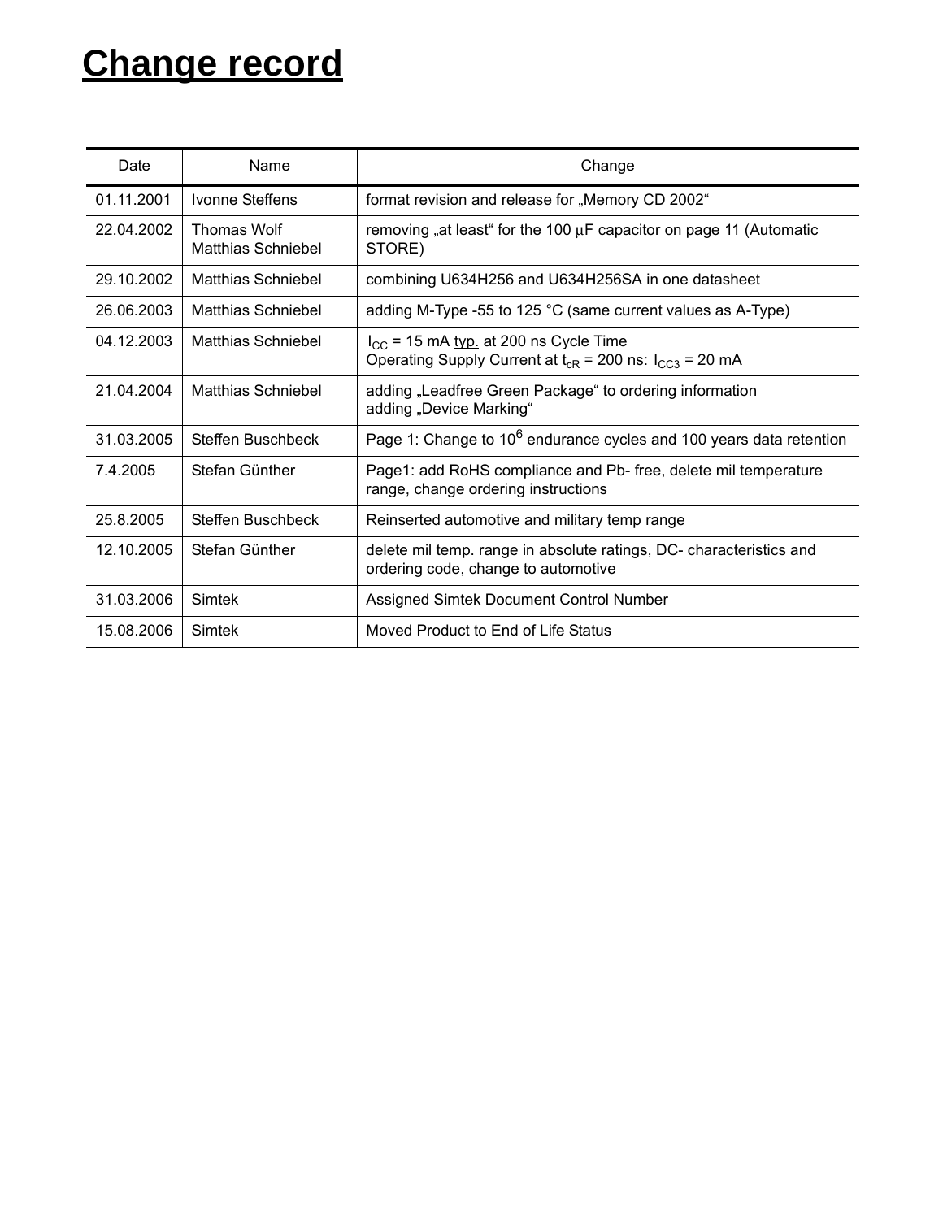# Change record

| Date | Name | Change |
| --- | --- | --- |
| 01.11.2001 | Ivonne Steffens | format revision and release for „Memory CD 2002“ |
| 22.04.2002 | Thomas Wolf<br>Matthias Schniebel | removing „at least“ for the 100 $\mu$F capacitor on page 11 (Automatic STORE) |
| 29.10.2002 | Matthias Schniebel | combining U634H256 and U634H256SA in one datasheet |
| 26.06.2003 | Matthias Schniebel | adding M-Type -55 to 125 °C (same current values as A-Type) |
| 04.12.2003 | Matthias Schniebel | $I_{CC}$ = 15 mA typ. at 200 ns Cycle Time<br>Operating Supply Current at $t_{cR}$ = 200 ns: $I_{CC3}$ = 20 mA |
| 21.04.2004 | Matthias Schniebel | adding „Leadfree Green Package“ to ordering information<br>adding „Device Marking“ |
| 31.03.2005 | Steffen Buschbeck | Page 1: Change to $10^6$ endurance cycles and 100 years data retention |
| 7.4.2005 | Stefan Günther | Page1: add RoHS compliance and Pb- free, delete mil temperature range, change ordering instructions |
| 25.8.2005 | Steffen Buschbeck | Reinserted automotive and military temp range |
| 12.10.2005 | Stefan Günther | delete mil temp. range in absolute ratings, DC- characteristics and ordering code, change to automotive |
| 31.03.2006 | Simtek | Assigned Simtek Document Control Number |
| 15.08.2006 | Simtek | Moved Product to End of Life Status |